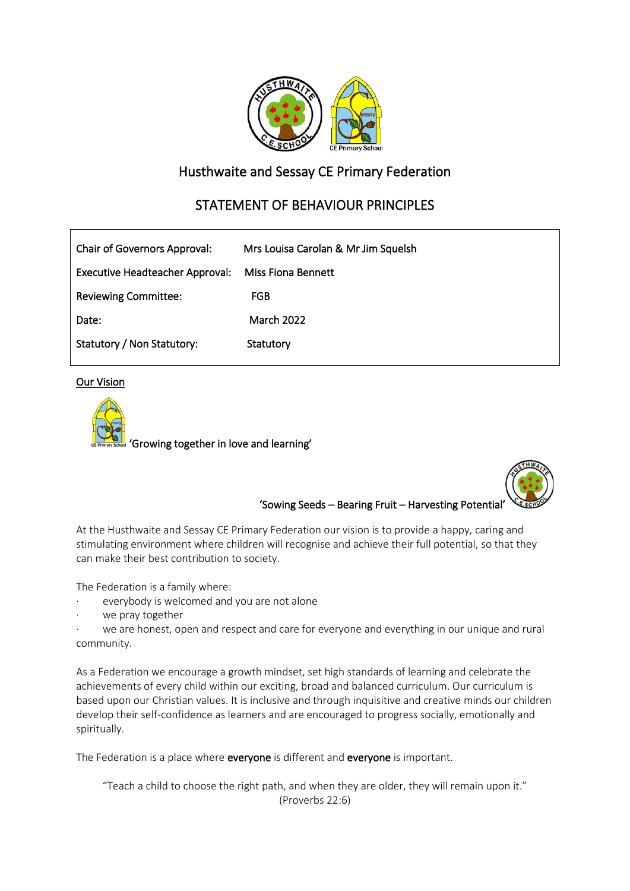# Husthwaite and Sessay CE Primary Federation

# STATEMENT OF BEHAVIOUR PRINCIPLES

| Chair of Governors Approval: | Mrs Louisa Carolan & Mr Jim Squelsh |
|---|---|
| Executive Headteacher Approval: | Miss Fiona Bennett |
| Reviewing Committee: | FGB |
| Date: | March 2022 |
| Statutory / Non Statutory: | Statutory |

## Our Vision

'Growing together in love and learning'

'Sowing Seeds – Bearing Fruit – Harvesting Potential'

At the Husthwaite and Sessay CE Primary Federation our vision is to provide a happy, caring and stimulating environment where children will recognise and achieve their full potential, so that they can make their best contribution to society.

The Federation is a family where:

- everybody is welcomed and you are not alone
- we pray together
- we are honest, open and respect and care for everyone and everything in our unique and rural community.

As a Federation we encourage a growth mindset, set high standards of learning and celebrate the achievements of every child within our exciting, broad and balanced curriculum. Our curriculum is based upon our Christian values. It is inclusive and through inquisitive and creative minds our children develop their self-confidence as learners and are encouraged to progress socially, emotionally and spiritually.

The Federation is a place where **everyone** is different and **everyone** is important.

"Teach a child to choose the right path, and when they are older, they will remain upon it." (Proverbs 22:6)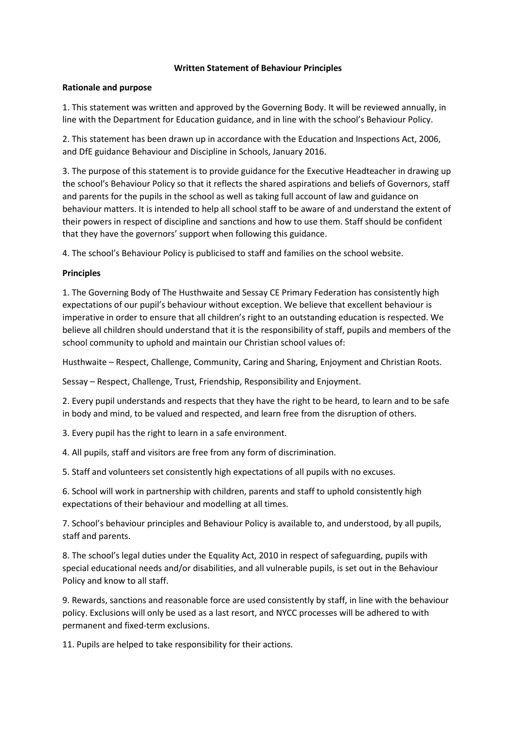**Written Statement of Behaviour Principles**

**Rationale and purpose**

1. This statement was written and approved by the Governing Body. It will be reviewed annually, in line with the Department for Education guidance, and in line with the school's Behaviour Policy.

2. This statement has been drawn up in accordance with the Education and Inspections Act, 2006, and DfE guidance Behaviour and Discipline in Schools, January 2016.

3. The purpose of this statement is to provide guidance for the Executive Headteacher in drawing up the school's Behaviour Policy so that it reflects the shared aspirations and beliefs of Governors, staff and parents for the pupils in the school as well as taking full account of law and guidance on behaviour matters. It is intended to help all school staff to be aware of and understand the extent of their powers in respect of discipline and sanctions and how to use them. Staff should be confident that they have the governors' support when following this guidance.

4. The school's Behaviour Policy is publicised to staff and families on the school website.

**Principles**

1. The Governing Body of The Husthwaite and Sessay CE Primary Federation has consistently high expectations of our pupil's behaviour without exception. We believe that excellent behaviour is imperative in order to ensure that all children's right to an outstanding education is respected. We believe all children should understand that it is the responsibility of staff, pupils and members of the school community to uphold and maintain our Christian school values of:

Husthwaite – Respect, Challenge, Community, Caring and Sharing, Enjoyment and Christian Roots.

Sessay – Respect, Challenge, Trust, Friendship, Responsibility and Enjoyment.

2. Every pupil understands and respects that they have the right to be heard, to learn and to be safe in body and mind, to be valued and respected, and learn free from the disruption of others.

3. Every pupil has the right to learn in a safe environment.

4. All pupils, staff and visitors are free from any form of discrimination.

5. Staff and volunteers set consistently high expectations of all pupils with no excuses.

6. School will work in partnership with children, parents and staff to uphold consistently high expectations of their behaviour and modelling at all times.

7. School's behaviour principles and Behaviour Policy is available to, and understood, by all pupils, staff and parents.

8. The school's legal duties under the Equality Act, 2010 in respect of safeguarding, pupils with special educational needs and/or disabilities, and all vulnerable pupils, is set out in the Behaviour Policy and know to all staff.

9. Rewards, sanctions and reasonable force are used consistently by staff, in line with the behaviour policy. Exclusions will only be used as a last resort, and NYCC processes will be adhered to with permanent and fixed-term exclusions.

11. Pupils are helped to take responsibility for their actions.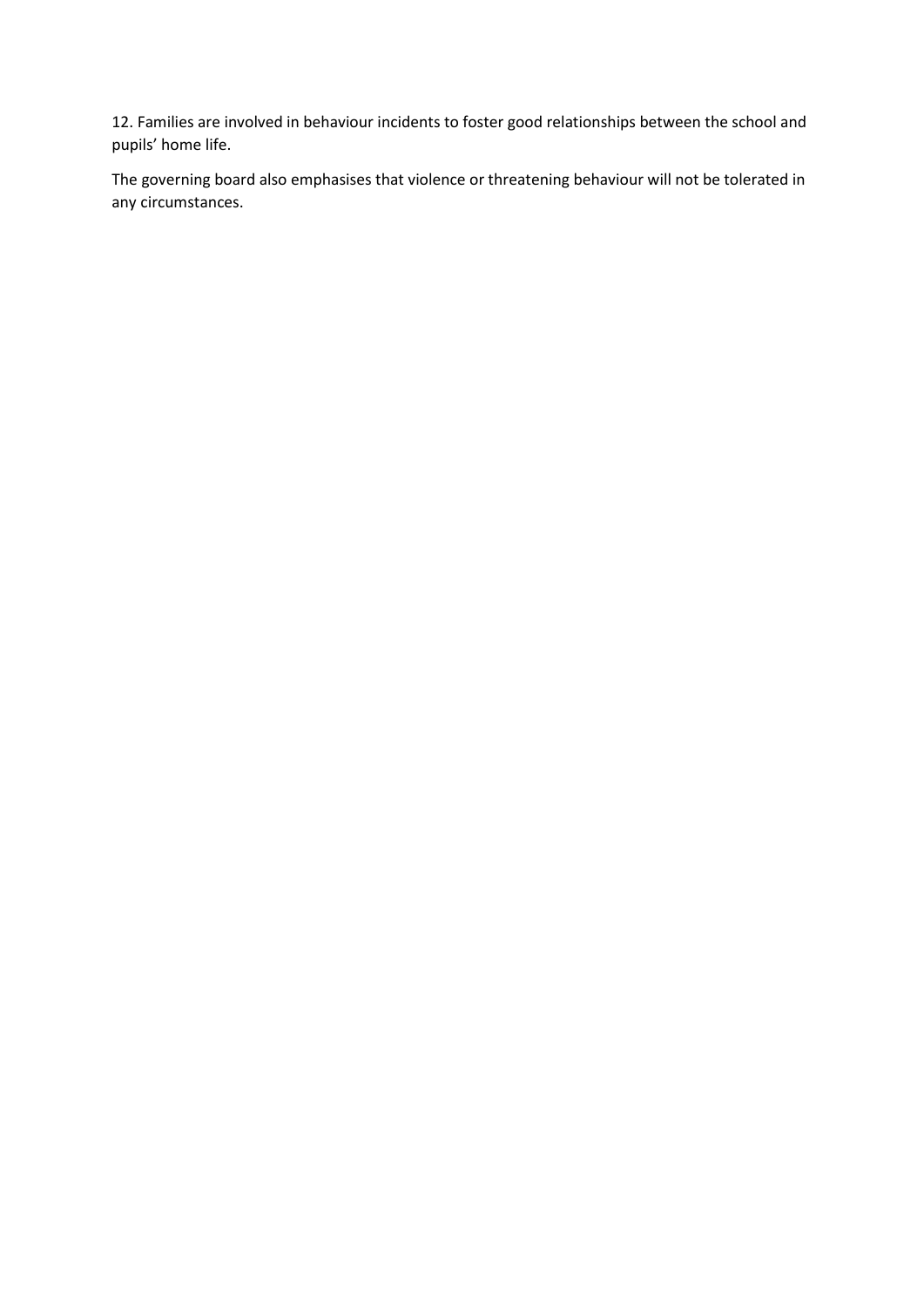12. Families are involved in behaviour incidents to foster good relationships between the school and pupils' home life.

The governing board also emphasises that violence or threatening behaviour will not be tolerated in any circumstances.